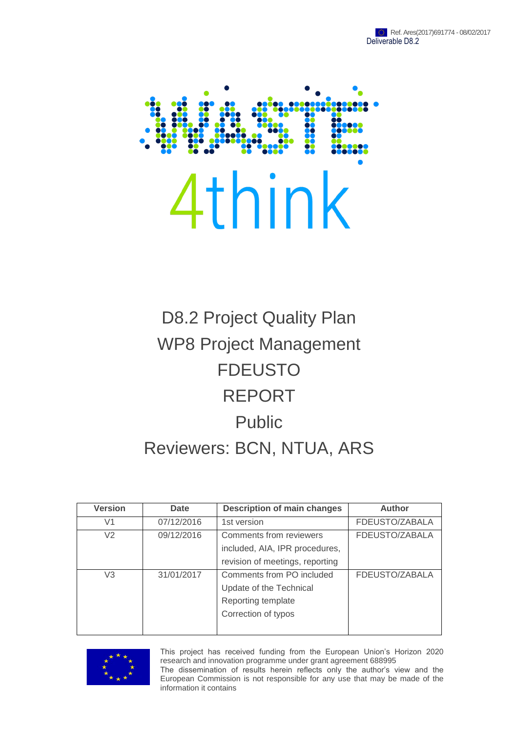Ref. Ares(2017)691774 - 08/02/2017
Deliverable D8.2

WASTE 4think

# D8.2 Project Quality Plan

## WP8 Project Management

FDEUSTO

REPORT

Public

Reviewers: BCN, NTUA, ARS

| Version | Date | Description of main changes | Author |
|---|---|---|---|
| V1 | 07/12/2016 | 1st version | FDEUSTO/ZABALA |
| V2 | 09/12/2016 | Comments from reviewers included, AIA, IPR procedures, revision of meetings, reporting | FDEUSTO/ZABALA |
| V3 | 31/01/2017 | Comments from PO included<br>Update of the Technical Reporting template<br>Correction of typos | FDEUSTO/ZABALA |

This project has received funding from the European Union's Horizon 2020 research and innovation programme under grant agreement 688995
The dissemination of results herein reflects only the author's view and the European Commission is not responsible for any use that may be made of the information it contains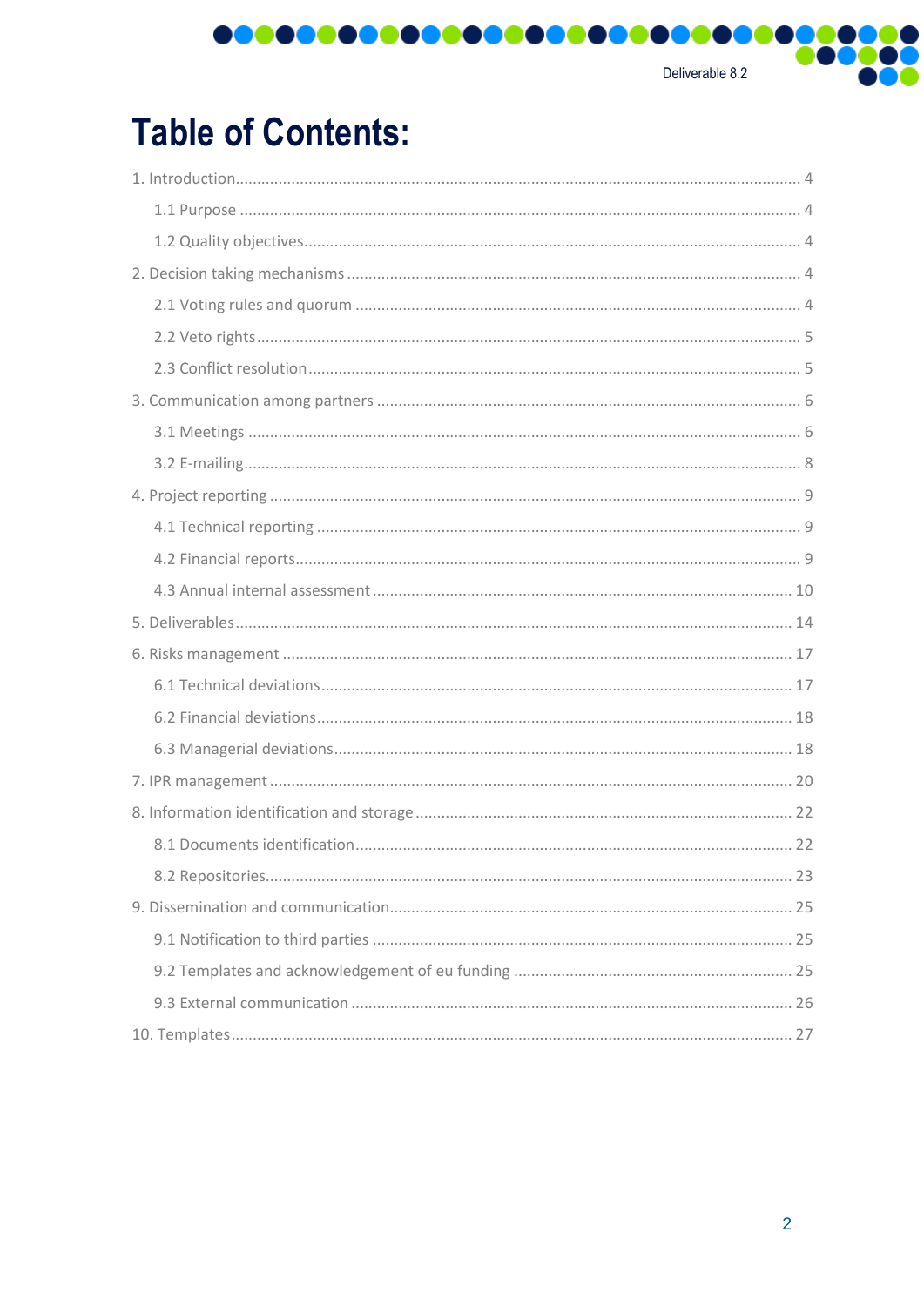# Table of Contents:

1. Introduction ..... 4
   - 1.1 Purpose ..... 4
   - 1.2 Quality objectives ..... 4
2. Decision taking mechanisms ..... 4
   - 2.1 Voting rules and quorum ..... 4
   - 2.2 Veto rights ..... 5
   - 2.3 Conflict resolution ..... 5
3. Communication among partners ..... 6
   - 3.1 Meetings ..... 6
   - 3.2 E-mailing ..... 8
4. Project reporting ..... 9
   - 4.1 Technical reporting ..... 9
   - 4.2 Financial reports ..... 9
   - 4.3 Annual internal assessment ..... 10
5. Deliverables ..... 14
6. Risks management ..... 17
   - 6.1 Technical deviations ..... 17
   - 6.2 Financial deviations ..... 18
   - 6.3 Managerial deviations ..... 18
7. IPR management ..... 20
8. Information identification and storage ..... 22
   - 8.1 Documents identification ..... 22
   - 8.2 Repositories ..... 23
9. Dissemination and communication ..... 25
   - 9.1 Notification to third parties ..... 25
   - 9.2 Templates and acknowledgement of eu funding ..... 25
   - 9.3 External communication ..... 26
10. Templates ..... 27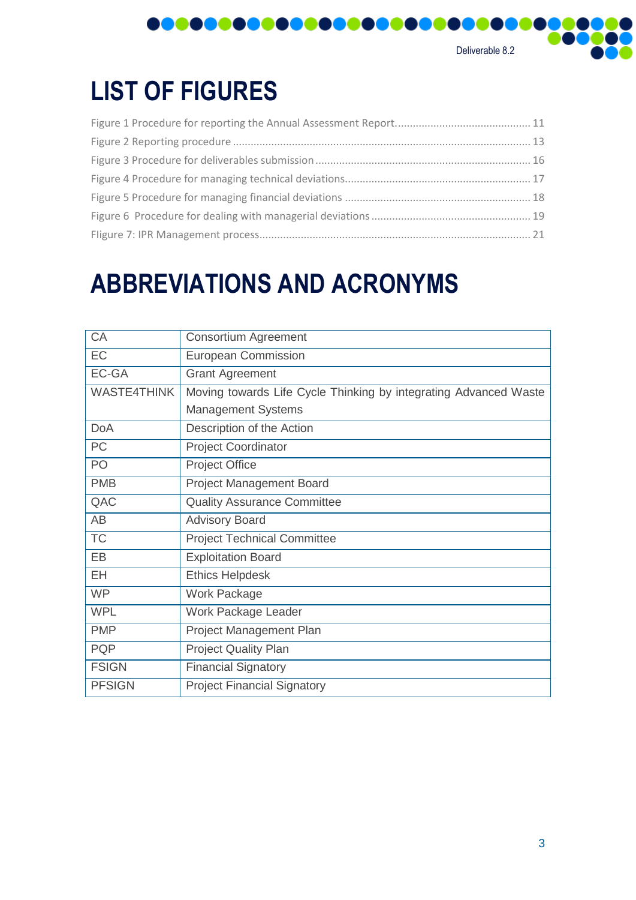# LIST OF FIGURES

Figure 1 Procedure for reporting the Annual Assessment Report............................................ 11
Figure 2 Reporting procedure .................................................................................................. 13
Figure 3 Procedure for deliverables submission ...................................................................... 16
Figure 4 Procedure for managing technical deviations............................................................. 17
Figure 5 Procedure for managing financial deviations ............................................................. 18
Figure 6 Procedure for dealing with managerial deviations ..................................................... 19
Fligure 7: IPR Management process.......................................................................................... 21

# ABBREVIATIONS AND ACRONYMS

| | |
|---|---|
| CA | Consortium Agreement |
| EC | European Commission |
| EC-GA | Grant Agreement |
| WASTE4THINK | Moving towards Life Cycle Thinking by integrating Advanced Waste Management Systems |
| DoA | Description of the Action |
| PC | Project Coordinator |
| PO | Project Office |
| PMB | Project Management Board |
| QAC | Quality Assurance Committee |
| AB | Advisory Board |
| TC | Project Technical Committee |
| EB | Exploitation Board |
| EH | Ethics Helpdesk |
| WP | Work Package |
| WPL | Work Package Leader |
| PMP | Project Management Plan |
| PQP | Project Quality Plan |
| FSIGN | Financial Signatory |
| PFSIGN | Project Financial Signatory |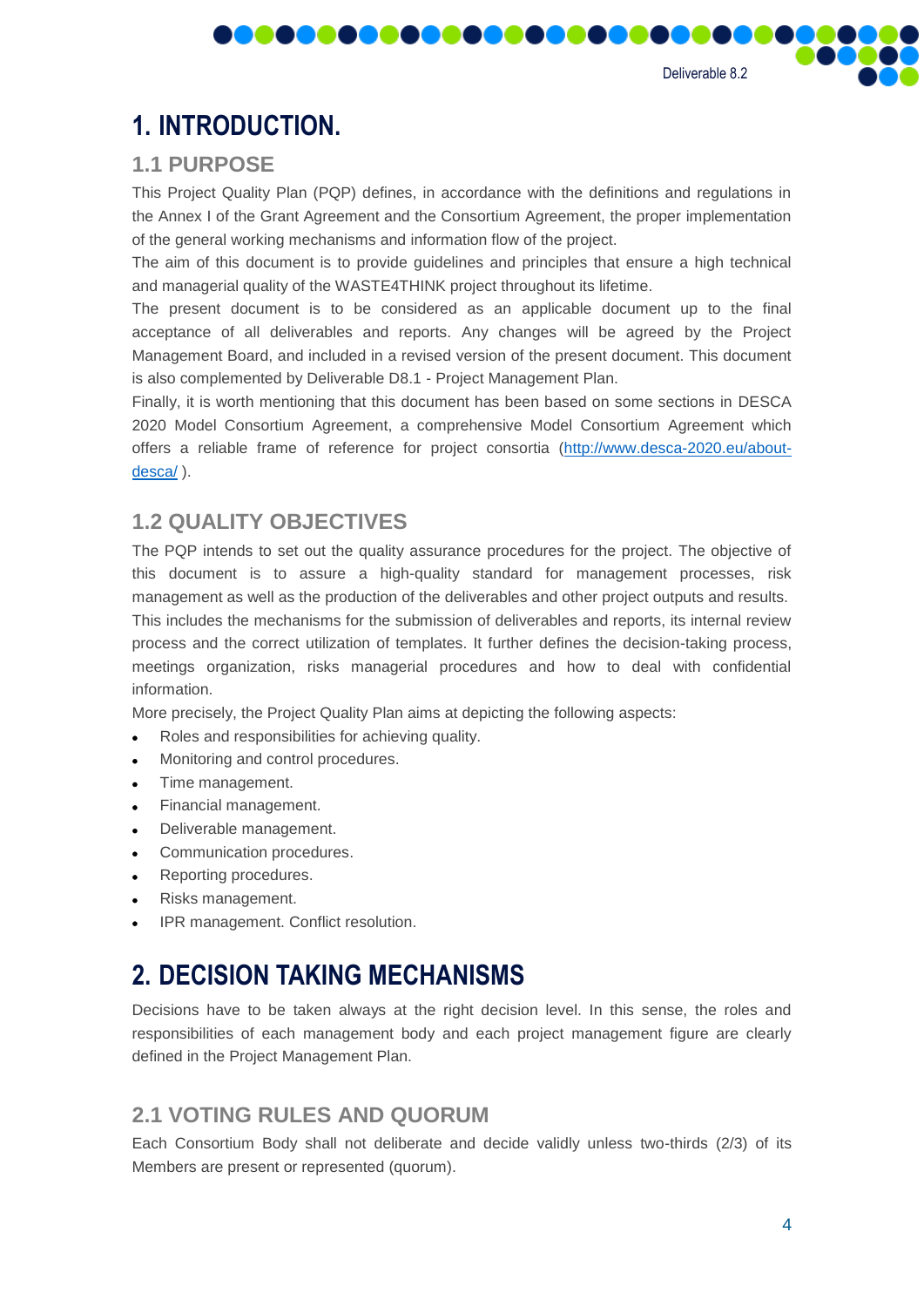# 1. INTRODUCTION.

## 1.1 PURPOSE

This Project Quality Plan (PQP) defines, in accordance with the definitions and regulations in the Annex I of the Grant Agreement and the Consortium Agreement, the proper implementation of the general working mechanisms and information flow of the project.

The aim of this document is to provide guidelines and principles that ensure a high technical and managerial quality of the WASTE4THINK project throughout its lifetime.

The present document is to be considered as an applicable document up to the final acceptance of all deliverables and reports. Any changes will be agreed by the Project Management Board, and included in a revised version of the present document. This document is also complemented by Deliverable D8.1 - Project Management Plan.

Finally, it is worth mentioning that this document has been based on some sections in DESCA 2020 Model Consortium Agreement, a comprehensive Model Consortium Agreement which offers a reliable frame of reference for project consortia (http://www.desca-2020.eu/about-desca/ ).

## 1.2 QUALITY OBJECTIVES

The PQP intends to set out the quality assurance procedures for the project. The objective of this document is to assure a high-quality standard for management processes, risk management as well as the production of the deliverables and other project outputs and results. This includes the mechanisms for the submission of deliverables and reports, its internal review process and the correct utilization of templates. It further defines the decision-taking process, meetings organization, risks managerial procedures and how to deal with confidential information.

More precisely, the Project Quality Plan aims at depicting the following aspects:

- Roles and responsibilities for achieving quality.
- Monitoring and control procedures.
- Time management.
- Financial management.
- Deliverable management.
- Communication procedures.
- Reporting procedures.
- Risks management.
- IPR management. Conflict resolution.

# 2. DECISION TAKING MECHANISMS

Decisions have to be taken always at the right decision level. In this sense, the roles and responsibilities of each management body and each project management figure are clearly defined in the Project Management Plan.

## 2.1 VOTING RULES AND QUORUM

Each Consortium Body shall not deliberate and decide validly unless two-thirds (2/3) of its Members are present or represented (quorum).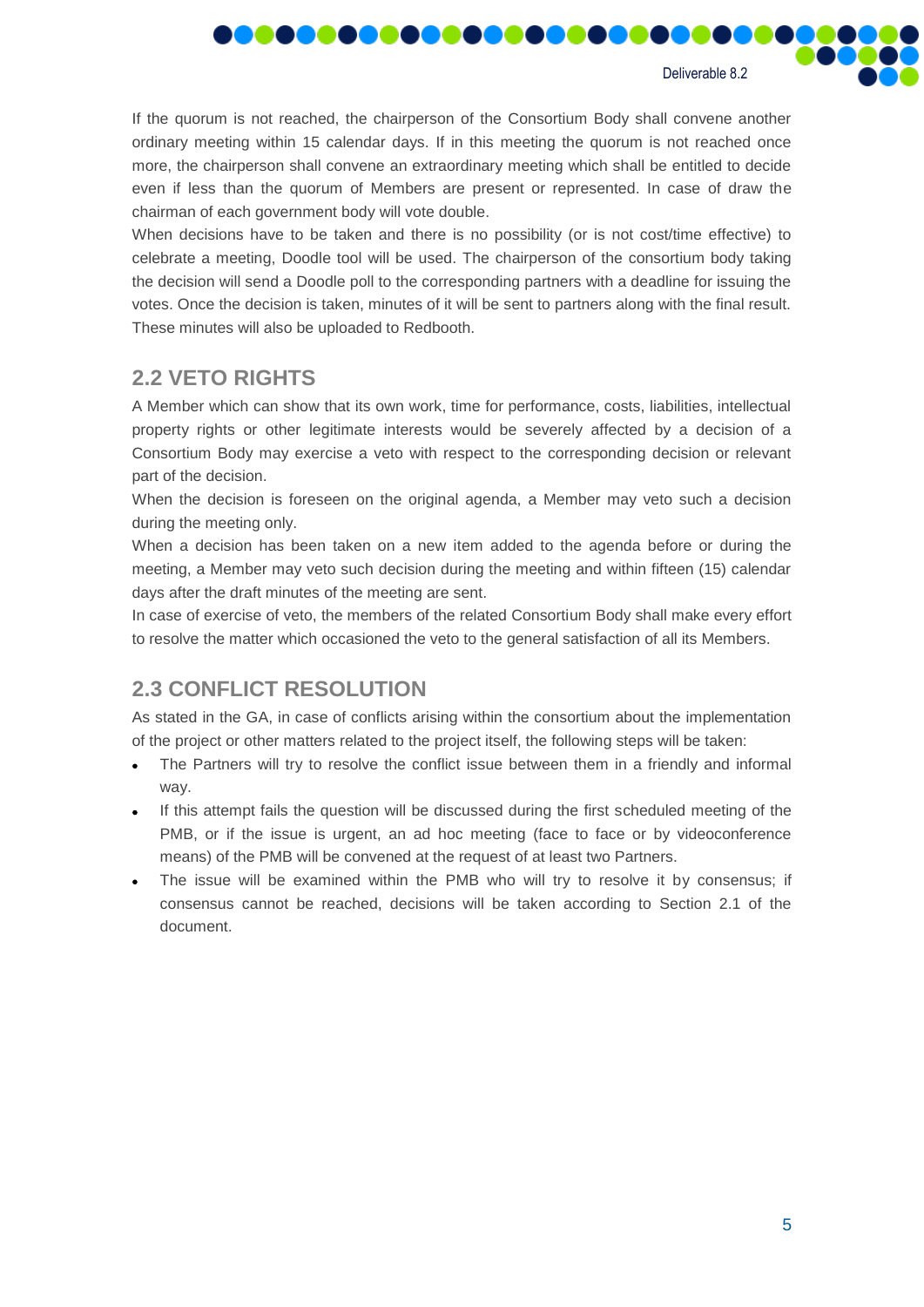If the quorum is not reached, the chairperson of the Consortium Body shall convene another ordinary meeting within 15 calendar days. If in this meeting the quorum is not reached once more, the chairperson shall convene an extraordinary meeting which shall be entitled to decide even if less than the quorum of Members are present or represented. In case of draw the chairman of each government body will vote double.

When decisions have to be taken and there is no possibility (or is not cost/time effective) to celebrate a meeting, Doodle tool will be used. The chairperson of the consortium body taking the decision will send a Doodle poll to the corresponding partners with a deadline for issuing the votes. Once the decision is taken, minutes of it will be sent to partners along with the final result. These minutes will also be uploaded to Redbooth.

## 2.2 VETO RIGHTS

A Member which can show that its own work, time for performance, costs, liabilities, intellectual property rights or other legitimate interests would be severely affected by a decision of a Consortium Body may exercise a veto with respect to the corresponding decision or relevant part of the decision.

When the decision is foreseen on the original agenda, a Member may veto such a decision during the meeting only.

When a decision has been taken on a new item added to the agenda before or during the meeting, a Member may veto such decision during the meeting and within fifteen (15) calendar days after the draft minutes of the meeting are sent.

In case of exercise of veto, the members of the related Consortium Body shall make every effort to resolve the matter which occasioned the veto to the general satisfaction of all its Members.

## 2.3 CONFLICT RESOLUTION

As stated in the GA, in case of conflicts arising within the consortium about the implementation of the project or other matters related to the project itself, the following steps will be taken:

- The Partners will try to resolve the conflict issue between them in a friendly and informal way.
- If this attempt fails the question will be discussed during the first scheduled meeting of the PMB, or if the issue is urgent, an ad hoc meeting (face to face or by videoconference means) of the PMB will be convened at the request of at least two Partners.
- The issue will be examined within the PMB who will try to resolve it by consensus; if consensus cannot be reached, decisions will be taken according to Section 2.1 of the document.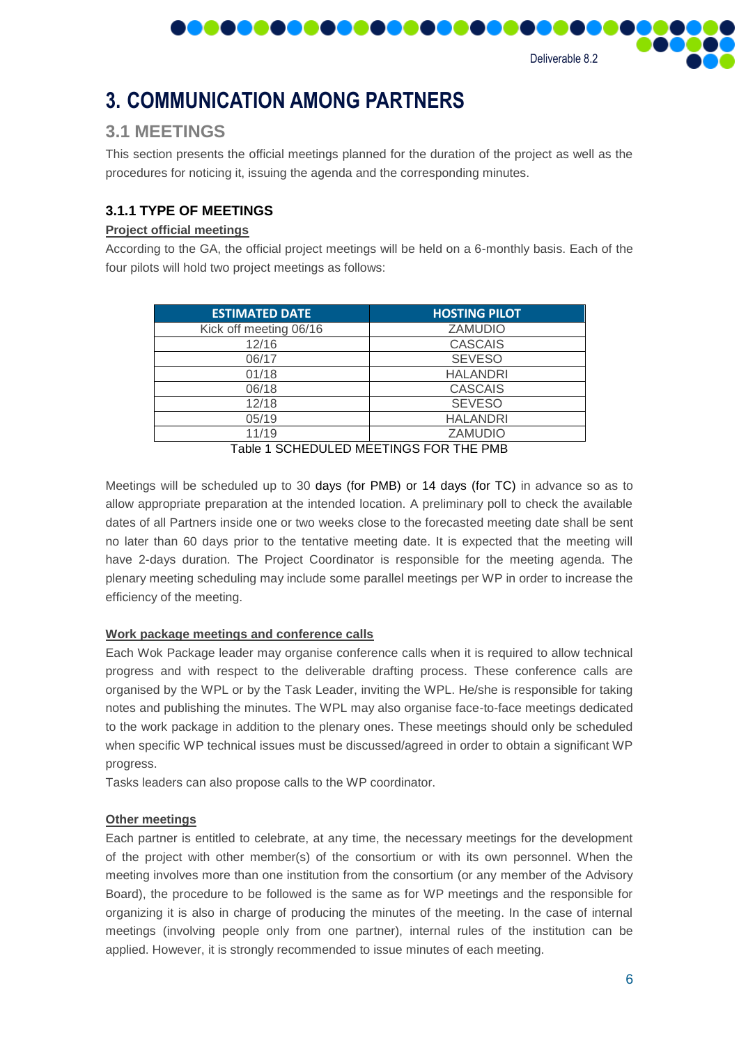# 3. COMMUNICATION AMONG PARTNERS

## 3.1 MEETINGS

This section presents the official meetings planned for the duration of the project as well as the procedures for noticing it, issuing the agenda and the corresponding minutes.

### 3.1.1 TYPE OF MEETINGS

**Project official meetings**

According to the GA, the official project meetings will be held on a 6-monthly basis. Each of the four pilots will hold two project meetings as follows:

| ESTIMATED DATE | HOSTING PILOT |
|---|---|
| Kick off meeting 06/16 | ZAMUDIO |
| 12/16 | CASCAIS |
| 06/17 | SEVESO |
| 01/18 | HALANDRI |
| 06/18 | CASCAIS |
| 12/18 | SEVESO |
| 05/19 | HALANDRI |
| 11/19 | ZAMUDIO |

Table 1 SCHEDULED MEETINGS FOR THE PMB

Meetings will be scheduled up to 30 days (for PMB) or 14 days (for TC) in advance so as to allow appropriate preparation at the intended location. A preliminary poll to check the available dates of all Partners inside one or two weeks close to the forecasted meeting date shall be sent no later than 60 days prior to the tentative meeting date. It is expected that the meeting will have 2-days duration. The Project Coordinator is responsible for the meeting agenda. The plenary meeting scheduling may include some parallel meetings per WP in order to increase the efficiency of the meeting.

**Work package meetings and conference calls**

Each Wok Package leader may organise conference calls when it is required to allow technical progress and with respect to the deliverable drafting process. These conference calls are organised by the WPL or by the Task Leader, inviting the WPL. He/she is responsible for taking notes and publishing the minutes. The WPL may also organise face-to-face meetings dedicated to the work package in addition to the plenary ones. These meetings should only be scheduled when specific WP technical issues must be discussed/agreed in order to obtain a significant WP progress.

Tasks leaders can also propose calls to the WP coordinator.

**Other meetings**

Each partner is entitled to celebrate, at any time, the necessary meetings for the development of the project with other member(s) of the consortium or with its own personnel. When the meeting involves more than one institution from the consortium (or any member of the Advisory Board), the procedure to be followed is the same as for WP meetings and the responsible for organizing it is also in charge of producing the minutes of the meeting. In the case of internal meetings (involving people only from one partner), internal rules of the institution can be applied. However, it is strongly recommended to issue minutes of each meeting.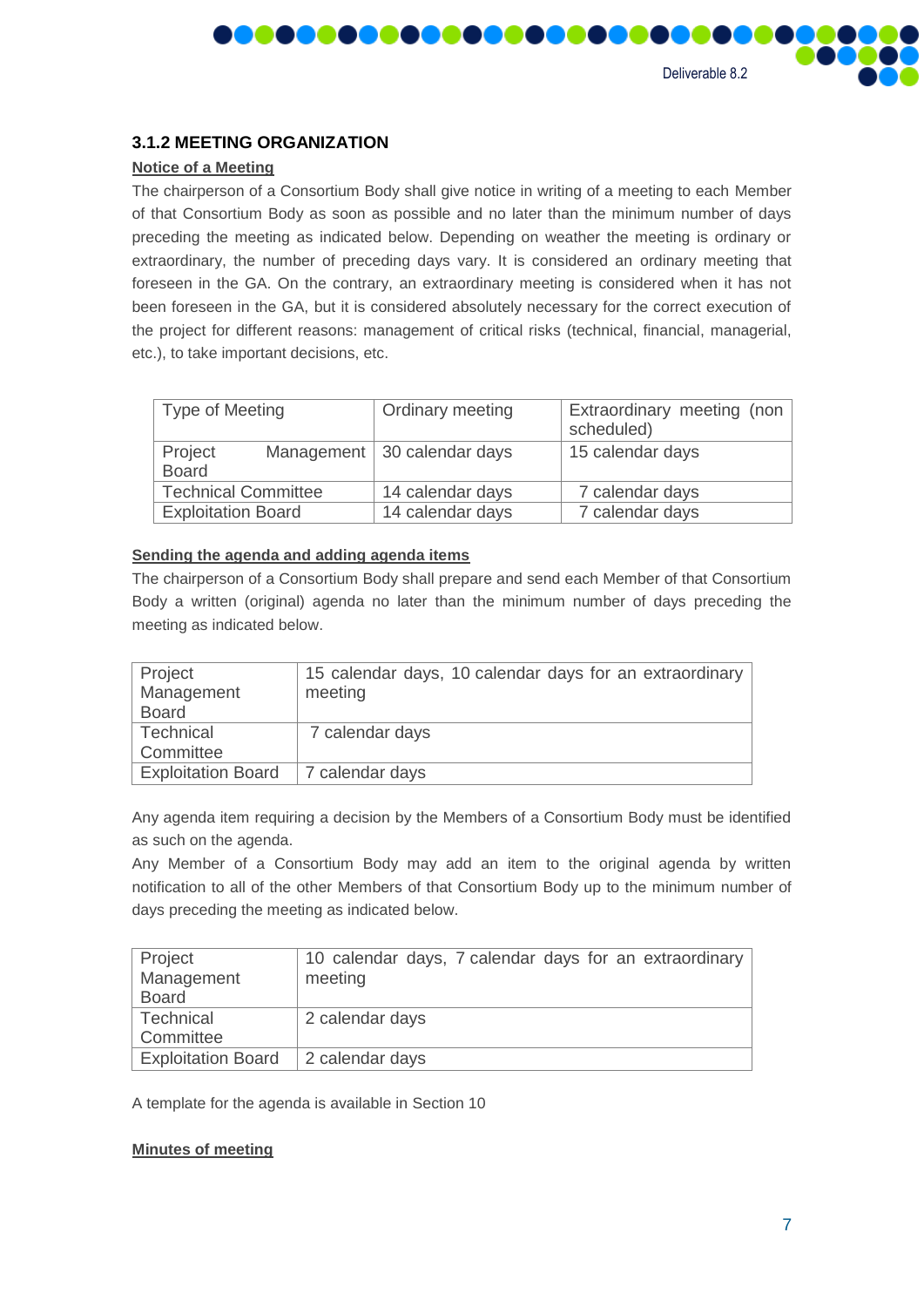### 3.1.2 MEETING ORGANIZATION

**Notice of a Meeting**

The chairperson of a Consortium Body shall give notice in writing of a meeting to each Member of that Consortium Body as soon as possible and no later than the minimum number of days preceding the meeting as indicated below. Depending on weather the meeting is ordinary or extraordinary, the number of preceding days vary. It is considered an ordinary meeting that foreseen in the GA. On the contrary, an extraordinary meeting is considered when it has not been foreseen in the GA, but it is considered absolutely necessary for the correct execution of the project for different reasons: management of critical risks (technical, financial, managerial, etc.), to take important decisions, etc.

| Type of Meeting | Ordinary meeting | Extraordinary meeting (non scheduled) |
|---|---|---|
| Project Management Board | 30 calendar days | 15 calendar days |
| Technical Committee | 14 calendar days | 7 calendar days |
| Exploitation Board | 14 calendar days | 7 calendar days |

**Sending the agenda and adding agenda items**

The chairperson of a Consortium Body shall prepare and send each Member of that Consortium Body a written (original) agenda no later than the minimum number of days preceding the meeting as indicated below.

| | |
|---|---|
| Project Management Board | 15 calendar days, 10 calendar days for an extraordinary meeting |
| Technical Committee | 7 calendar days |
| Exploitation Board | 7 calendar days |

Any agenda item requiring a decision by the Members of a Consortium Body must be identified as such on the agenda.

Any Member of a Consortium Body may add an item to the original agenda by written notification to all of the other Members of that Consortium Body up to the minimum number of days preceding the meeting as indicated below.

| | |
|---|---|
| Project Management Board | 10 calendar days, 7 calendar days for an extraordinary meeting |
| Technical Committee | 2 calendar days |
| Exploitation Board | 2 calendar days |

A template for the agenda is available in Section 10

**Minutes of meeting**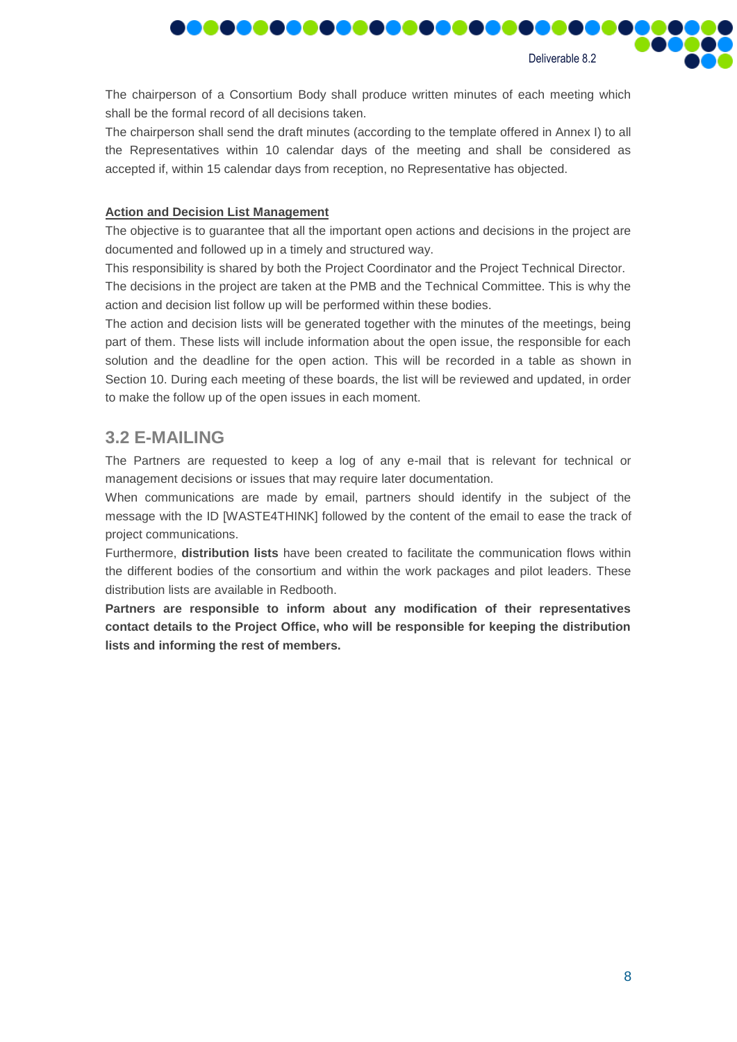The chairperson of a Consortium Body shall produce written minutes of each meeting which shall be the formal record of all decisions taken.

The chairperson shall send the draft minutes (according to the template offered in Annex I) to all the Representatives within 10 calendar days of the meeting and shall be considered as accepted if, within 15 calendar days from reception, no Representative has objected.

**Action and Decision List Management**

The objective is to guarantee that all the important open actions and decisions in the project are documented and followed up in a timely and structured way.

This responsibility is shared by both the Project Coordinator and the Project Technical Director.

The decisions in the project are taken at the PMB and the Technical Committee. This is why the action and decision list follow up will be performed within these bodies.

The action and decision lists will be generated together with the minutes of the meetings, being part of them. These lists will include information about the open issue, the responsible for each solution and the deadline for the open action. This will be recorded in a table as shown in Section 10. During each meeting of these boards, the list will be reviewed and updated, in order to make the follow up of the open issues in each moment.

## 3.2 E-MAILING

The Partners are requested to keep a log of any e-mail that is relevant for technical or management decisions or issues that may require later documentation.

When communications are made by email, partners should identify in the subject of the message with the ID [WASTE4THINK] followed by the content of the email to ease the track of project communications.

Furthermore, **distribution lists** have been created to facilitate the communication flows within the different bodies of the consortium and within the work packages and pilot leaders. These distribution lists are available in Redbooth.

**Partners are responsible to inform about any modification of their representatives contact details to the Project Office, who will be responsible for keeping the distribution lists and informing the rest of members.**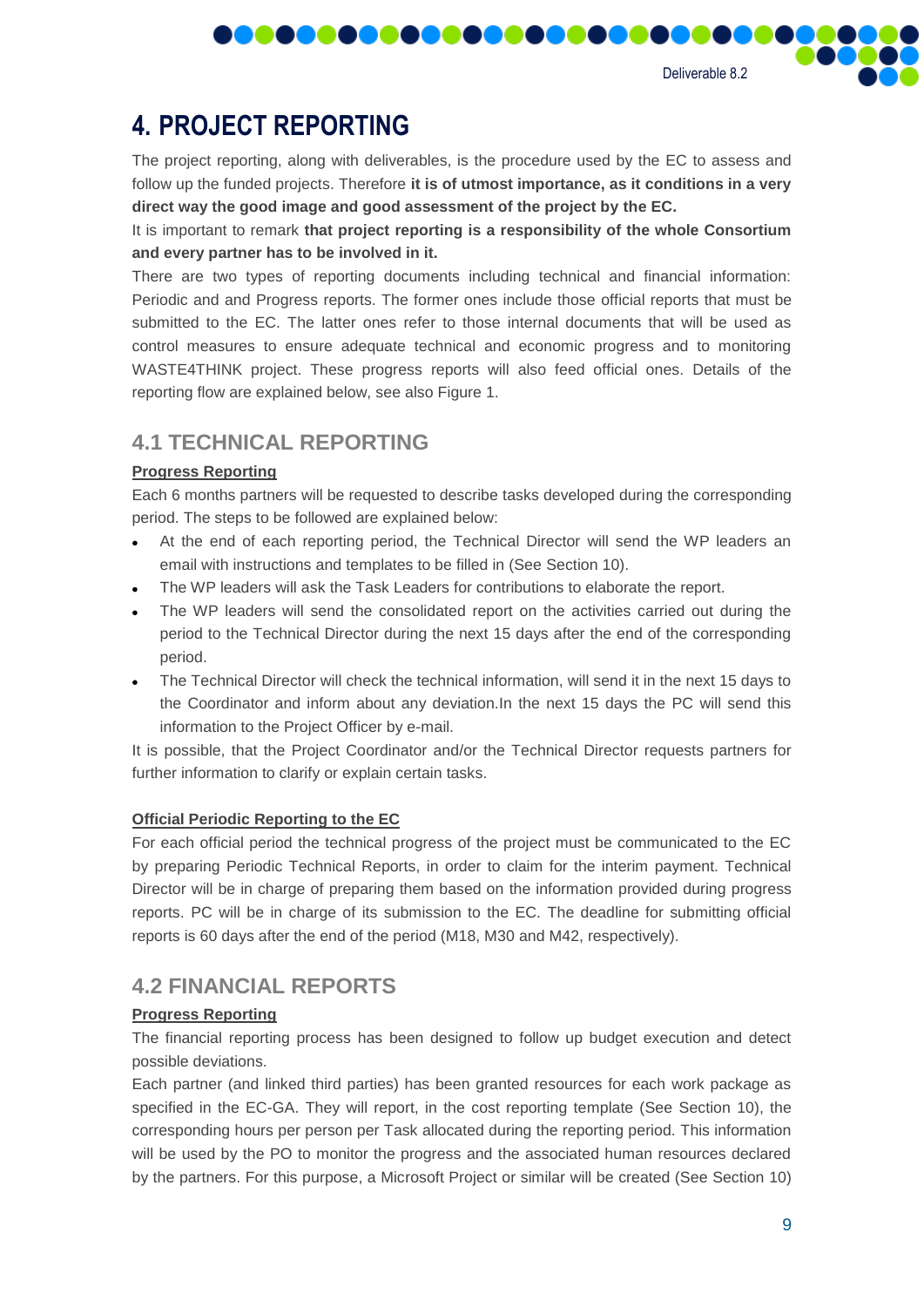# 4. PROJECT REPORTING

The project reporting, along with deliverables, is the procedure used by the EC to assess and follow up the funded projects. Therefore **it is of utmost importance, as it conditions in a very direct way the good image and good assessment of the project by the EC.**

It is important to remark **that project reporting is a responsibility of the whole Consortium and every partner has to be involved in it.**

There are two types of reporting documents including technical and financial information: Periodic and and Progress reports. The former ones include those official reports that must be submitted to the EC. The latter ones refer to those internal documents that will be used as control measures to ensure adequate technical and economic progress and to monitoring WASTE4THINK project. These progress reports will also feed official ones. Details of the reporting flow are explained below, see also Figure 1.

## 4.1 TECHNICAL REPORTING

**Progress Reporting**

Each 6 months partners will be requested to describe tasks developed during the corresponding period. The steps to be followed are explained below:

- At the end of each reporting period, the Technical Director will send the WP leaders an email with instructions and templates to be filled in (See Section 10).
- The WP leaders will ask the Task Leaders for contributions to elaborate the report.
- The WP leaders will send the consolidated report on the activities carried out during the period to the Technical Director during the next 15 days after the end of the corresponding period.
- The Technical Director will check the technical information, will send it in the next 15 days to the Coordinator and inform about any deviation.In the next 15 days the PC will send this information to the Project Officer by e-mail.

It is possible, that the Project Coordinator and/or the Technical Director requests partners for further information to clarify or explain certain tasks.

**Official Periodic Reporting to the EC**

For each official period the technical progress of the project must be communicated to the EC by preparing Periodic Technical Reports, in order to claim for the interim payment. Technical Director will be in charge of preparing them based on the information provided during progress reports. PC will be in charge of its submission to the EC. The deadline for submitting official reports is 60 days after the end of the period (M18, M30 and M42, respectively).

## 4.2 FINANCIAL REPORTS

**Progress Reporting**

The financial reporting process has been designed to follow up budget execution and detect possible deviations.

Each partner (and linked third parties) has been granted resources for each work package as specified in the EC-GA. They will report, in the cost reporting template (See Section 10), the corresponding hours per person per Task allocated during the reporting period. This information will be used by the PO to monitor the progress and the associated human resources declared by the partners. For this purpose, a Microsoft Project or similar will be created (See Section 10)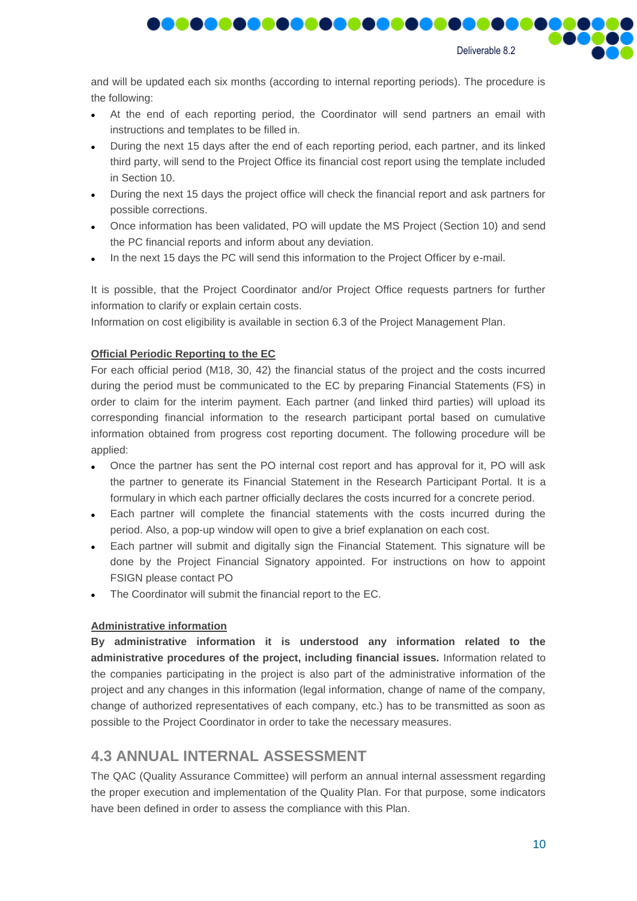and will be updated each six months (according to internal reporting periods). The procedure is the following:

- At the end of each reporting period, the Coordinator will send partners an email with instructions and templates to be filled in.
- During the next 15 days after the end of each reporting period, each partner, and its linked third party, will send to the Project Office its financial cost report using the template included in Section 10.
- During the next 15 days the project office will check the financial report and ask partners for possible corrections.
- Once information has been validated, PO will update the MS Project (Section 10) and send the PC financial reports and inform about any deviation.
- In the next 15 days the PC will send this information to the Project Officer by e-mail.

It is possible, that the Project Coordinator and/or Project Office requests partners for further information to clarify or explain certain costs.
Information on cost eligibility is available in section 6.3 of the Project Management Plan.

**Official Periodic Reporting to the EC**

For each official period (M18, 30, 42) the financial status of the project and the costs incurred during the period must be communicated to the EC by preparing Financial Statements (FS) in order to claim for the interim payment. Each partner (and linked third parties) will upload its corresponding financial information to the research participant portal based on cumulative information obtained from progress cost reporting document. The following procedure will be applied:

- Once the partner has sent the PO internal cost report and has approval for it, PO will ask the partner to generate its Financial Statement in the Research Participant Portal. It is a formulary in which each partner officially declares the costs incurred for a concrete period.
- Each partner will complete the financial statements with the costs incurred during the period. Also, a pop-up window will open to give a brief explanation on each cost.
- Each partner will submit and digitally sign the Financial Statement. This signature will be done by the Project Financial Signatory appointed. For instructions on how to appoint FSIGN please contact PO
- The Coordinator will submit the financial report to the EC.

**Administrative information**

**By administrative information it is understood any information related to the administrative procedures of the project, including financial issues.** Information related to the companies participating in the project is also part of the administrative information of the project and any changes in this information (legal information, change of name of the company, change of authorized representatives of each company, etc.) has to be transmitted as soon as possible to the Project Coordinator in order to take the necessary measures.

## 4.3 ANNUAL INTERNAL ASSESSMENT

The QAC (Quality Assurance Committee) will perform an annual internal assessment regarding the proper execution and implementation of the Quality Plan. For that purpose, some indicators have been defined in order to assess the compliance with this Plan.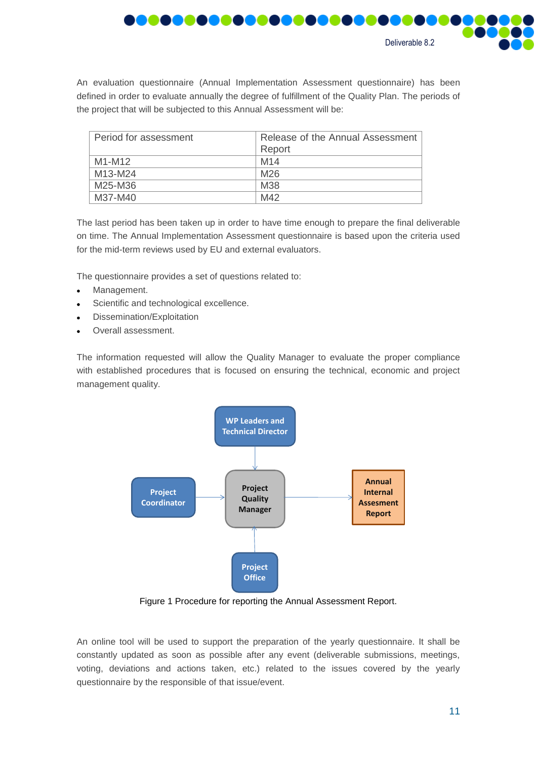An evaluation questionnaire (Annual Implementation Assessment questionnaire) has been defined in order to evaluate annually the degree of fulfillment of the Quality Plan. The periods of the project that will be subjected to this Annual Assessment will be:

| Period for assessment | Release of the Annual Assessment Report |
|---|---|
| M1-M12 | M14 |
| M13-M24 | M26 |
| M25-M36 | M38 |
| M37-M40 | M42 |

The last period has been taken up in order to have time enough to prepare the final deliverable on time. The Annual Implementation Assessment questionnaire is based upon the criteria used for the mid-term reviews used by EU and external evaluators.

The questionnaire provides a set of questions related to:

- Management.
- Scientific and technological excellence.
- Dissemination/Exploitation
- Overall assessment.

The information requested will allow the Quality Manager to evaluate the proper compliance with established procedures that is focused on ensuring the technical, economic and project management quality.

WP Leaders and Technical Director

Project Coordinator

Project Quality Manager

Annual Internal Assesment Report

Project Office

Figure 1 Procedure for reporting the Annual Assessment Report.

An online tool will be used to support the preparation of the yearly questionnaire. It shall be constantly updated as soon as possible after any event (deliverable submissions, meetings, voting, deviations and actions taken, etc.) related to the issues covered by the yearly questionnaire by the responsible of that issue/event.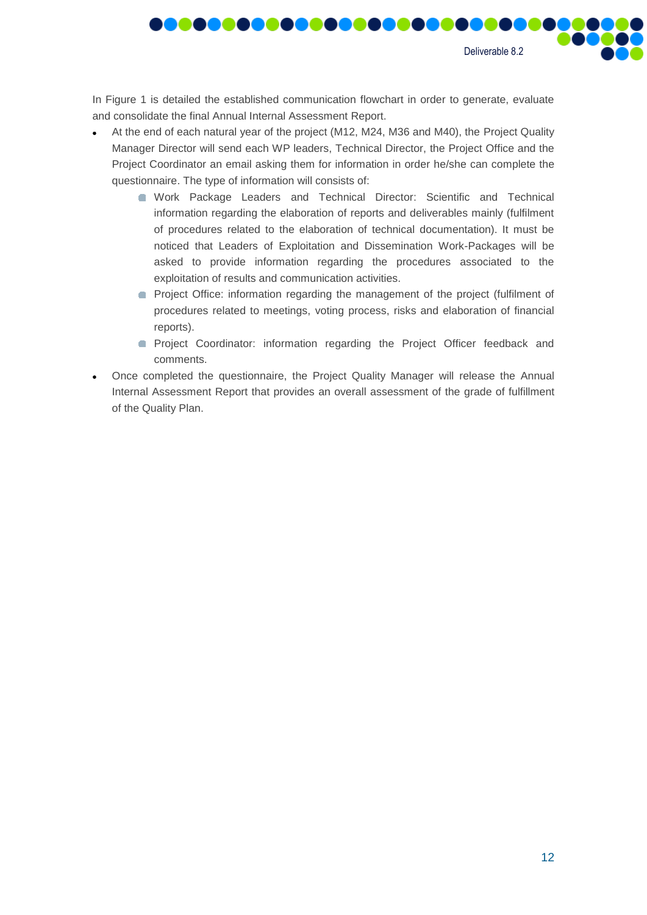In Figure 1 is detailed the established communication flowchart in order to generate, evaluate and consolidate the final Annual Internal Assessment Report.

- At the end of each natural year of the project (M12, M24, M36 and M40), the Project Quality Manager Director will send each WP leaders, Technical Director, the Project Office and the Project Coordinator an email asking them for information in order he/she can complete the questionnaire. The type of information will consists of:
  - Work Package Leaders and Technical Director: Scientific and Technical information regarding the elaboration of reports and deliverables mainly (fulfilment of procedures related to the elaboration of technical documentation). It must be noticed that Leaders of Exploitation and Dissemination Work-Packages will be asked to provide information regarding the procedures associated to the exploitation of results and communication activities.
  - Project Office: information regarding the management of the project (fulfilment of procedures related to meetings, voting process, risks and elaboration of financial reports).
  - Project Coordinator: information regarding the Project Officer feedback and comments.
- Once completed the questionnaire, the Project Quality Manager will release the Annual Internal Assessment Report that provides an overall assessment of the grade of fulfillment of the Quality Plan.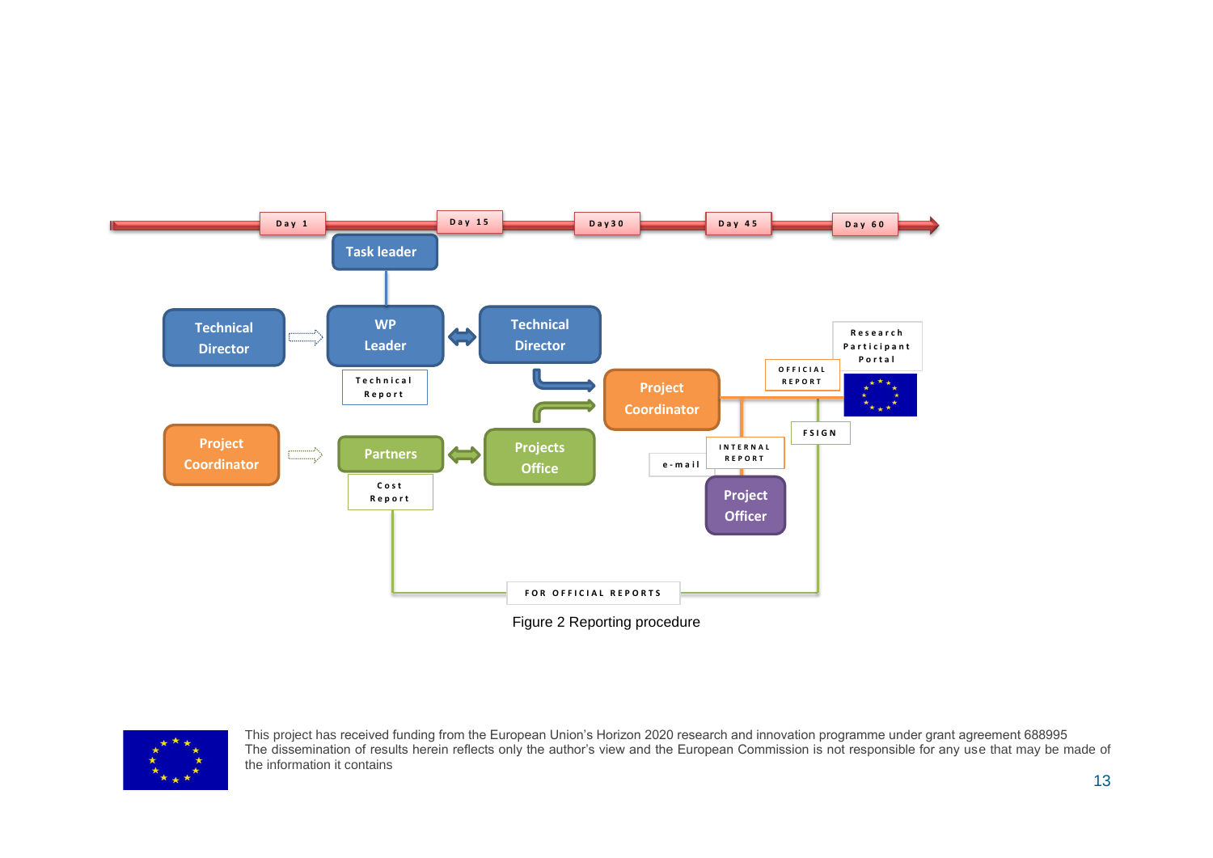Figure 2 Reporting procedure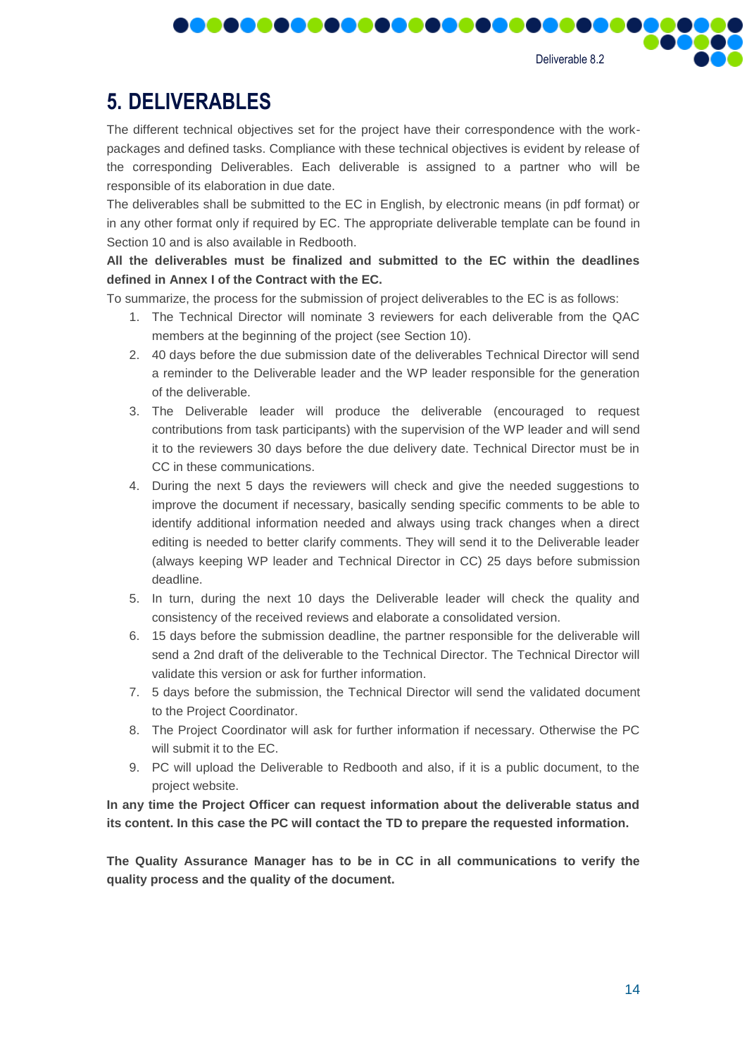# 5. DELIVERABLES

The different technical objectives set for the project have their correspondence with the work-packages and defined tasks. Compliance with these technical objectives is evident by release of the corresponding Deliverables. Each deliverable is assigned to a partner who will be responsible of its elaboration in due date.

The deliverables shall be submitted to the EC in English, by electronic means (in pdf format) or in any other format only if required by EC. The appropriate deliverable template can be found in Section 10 and is also available in Redbooth.

**All the deliverables must be finalized and submitted to the EC within the deadlines defined in Annex I of the Contract with the EC.**

To summarize, the process for the submission of project deliverables to the EC is as follows:

1. The Technical Director will nominate 3 reviewers for each deliverable from the QAC members at the beginning of the project (see Section 10).
2. 40 days before the due submission date of the deliverables Technical Director will send a reminder to the Deliverable leader and the WP leader responsible for the generation of the deliverable.
3. The Deliverable leader will produce the deliverable (encouraged to request contributions from task participants) with the supervision of the WP leader and will send it to the reviewers 30 days before the due delivery date. Technical Director must be in CC in these communications.
4. During the next 5 days the reviewers will check and give the needed suggestions to improve the document if necessary, basically sending specific comments to be able to identify additional information needed and always using track changes when a direct editing is needed to better clarify comments. They will send it to the Deliverable leader (always keeping WP leader and Technical Director in CC) 25 days before submission deadline.
5. In turn, during the next 10 days the Deliverable leader will check the quality and consistency of the received reviews and elaborate a consolidated version.
6. 15 days before the submission deadline, the partner responsible for the deliverable will send a 2nd draft of the deliverable to the Technical Director. The Technical Director will validate this version or ask for further information.
7. 5 days before the submission, the Technical Director will send the validated document to the Project Coordinator.
8. The Project Coordinator will ask for further information if necessary. Otherwise the PC will submit it to the EC.
9. PC will upload the Deliverable to Redbooth and also, if it is a public document, to the project website.

**In any time the Project Officer can request information about the deliverable status and its content. In this case the PC will contact the TD to prepare the requested information.**

**The Quality Assurance Manager has to be in CC in all communications to verify the quality process and the quality of the document.**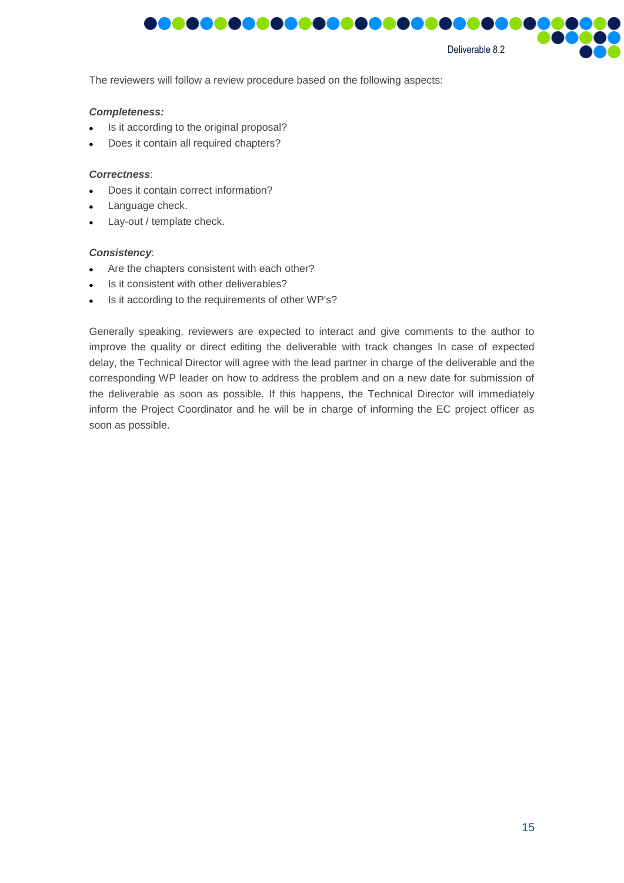The reviewers will follow a review procedure based on the following aspects:

***Completeness:***

- Is it according to the original proposal?
- Does it contain all required chapters?

***Correctness***:

- Does it contain correct information?
- Language check.
- Lay-out / template check.

***Consistency***:

- Are the chapters consistent with each other?
- Is it consistent with other deliverables?
- Is it according to the requirements of other WP's?

Generally speaking, reviewers are expected to interact and give comments to the author to improve the quality or direct editing the deliverable with track changes In case of expected delay, the Technical Director will agree with the lead partner in charge of the deliverable and the corresponding WP leader on how to address the problem and on a new date for submission of the deliverable as soon as possible. If this happens, the Technical Director will immediately inform the Project Coordinator and he will be in charge of informing the EC project officer as soon as possible.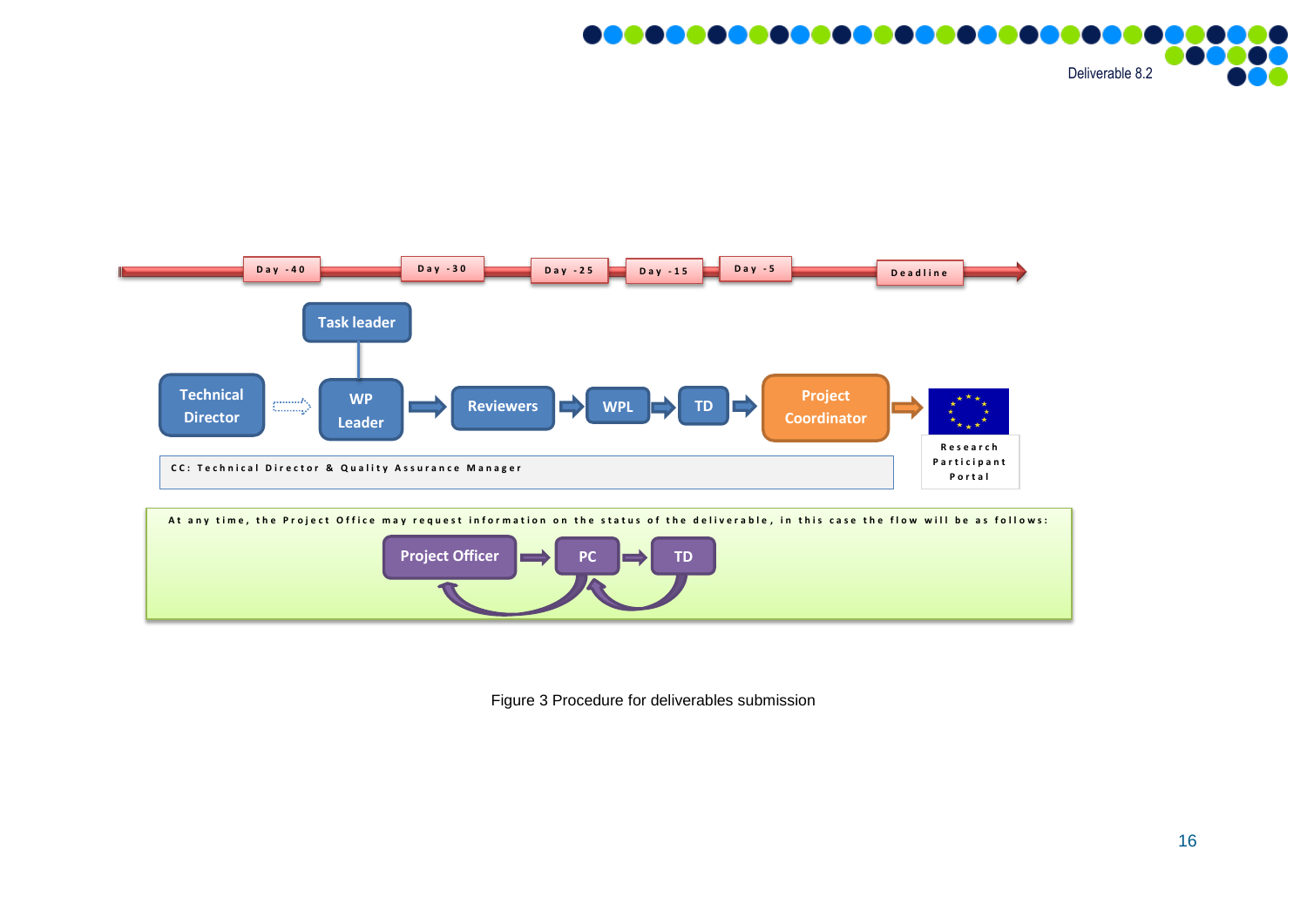Day -40 | Day -30 | Day -25 | Day -15 | Day -5 | Deadline

Task leader

Technical Director → WP Leader → Reviewers → WPL → TD → Project Coordinator → Research Participant Portal

CC: Technical Director & Quality Assurance Manager

At any time, the Project Office may request information on the status of the deliverable, in this case the flow will be as follows:

Project Officer → PC → TD

Figure 3 Procedure for deliverables submission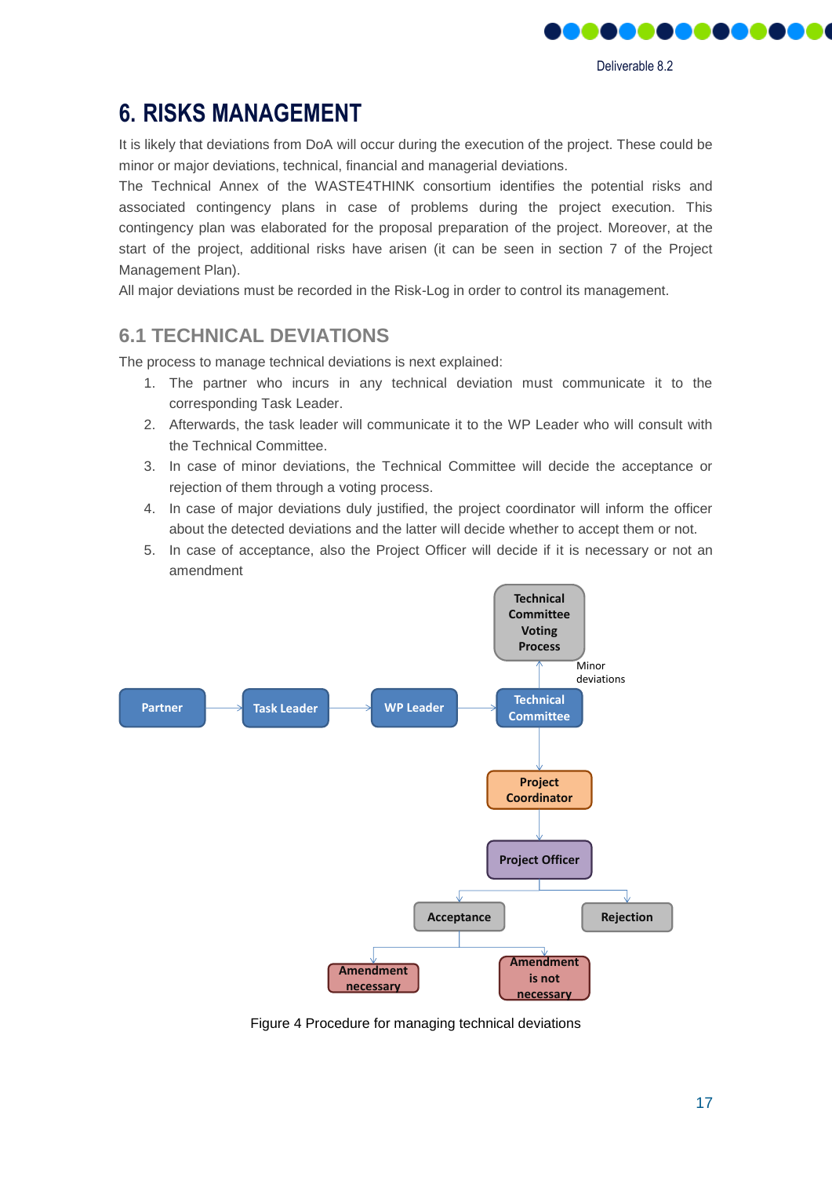# 6. RISKS MANAGEMENT

It is likely that deviations from DoA will occur during the execution of the project. These could be minor or major deviations, technical, financial and managerial deviations.

The Technical Annex of the WASTE4THINK consortium identifies the potential risks and associated contingency plans in case of problems during the project execution. This contingency plan was elaborated for the proposal preparation of the project. Moreover, at the start of the project, additional risks have arisen (it can be seen in section 7 of the Project Management Plan).

All major deviations must be recorded in the Risk-Log in order to control its management.

## 6.1 TECHNICAL DEVIATIONS

The process to manage technical deviations is next explained:

1. The partner who incurs in any technical deviation must communicate it to the corresponding Task Leader.
2. Afterwards, the task leader will communicate it to the WP Leader who will consult with the Technical Committee.
3. In case of minor deviations, the Technical Committee will decide the acceptance or rejection of them through a voting process.
4. In case of major deviations duly justified, the project coordinator will inform the officer about the detected deviations and the latter will decide whether to accept them or not.
5. In case of acceptance, also the Project Officer will decide if it is necessary or not an amendment

Partner → Task Leader → WP Leader → Technical Committee

Technical Committee → (Minor deviations) → Technical Committee Voting Process

Technical Committee → Project Coordinator → Project Officer → Acceptance / Rejection

Acceptance → Amendment necessary / Amendment is not necessary

Figure 4 Procedure for managing technical deviations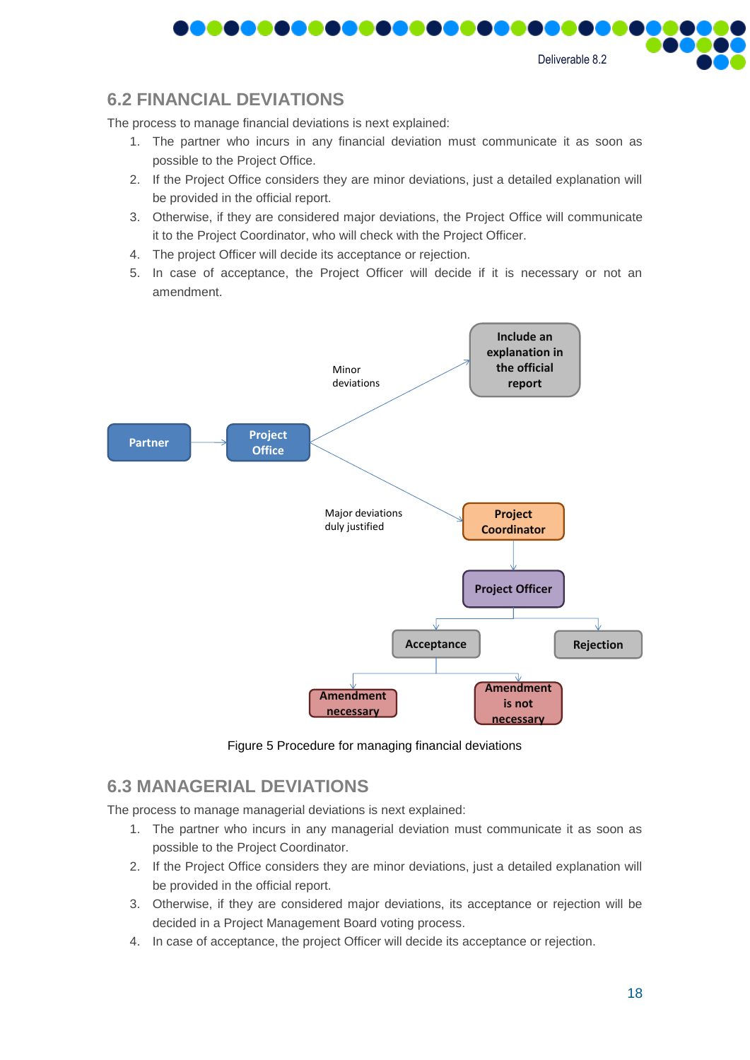## 6.2 FINANCIAL DEVIATIONS

The process to manage financial deviations is next explained:

1. The partner who incurs in any financial deviation must communicate it as soon as possible to the Project Office.
2. If the Project Office considers they are minor deviations, just a detailed explanation will be provided in the official report.
3. Otherwise, if they are considered major deviations, the Project Office will communicate it to the Project Coordinator, who will check with the Project Officer.
4. The project Officer will decide its acceptance or rejection.
5. In case of acceptance, the Project Officer will decide if it is necessary or not an amendment.

Partner → Project Office

Minor deviations → Include an explanation in the official report

Major deviations duly justified → Project Coordinator → Project Officer → Acceptance / Rejection

Acceptance → Amendment necessary / Amendment is not necessary

Figure 5 Procedure for managing financial deviations

## 6.3 MANAGERIAL DEVIATIONS

The process to manage managerial deviations is next explained:

1. The partner who incurs in any managerial deviation must communicate it as soon as possible to the Project Coordinator.
2. If the Project Office considers they are minor deviations, just a detailed explanation will be provided in the official report.
3. Otherwise, if they are considered major deviations, its acceptance or rejection will be decided in a Project Management Board voting process.
4. In case of acceptance, the project Officer will decide its acceptance or rejection.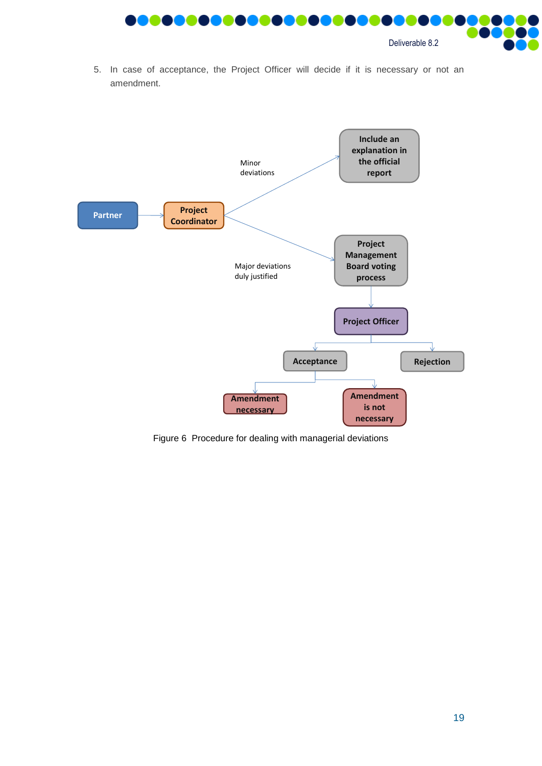5. In case of acceptance, the Project Officer will decide if it is necessary or not an amendment.

Figure 6 Procedure for dealing with managerial deviations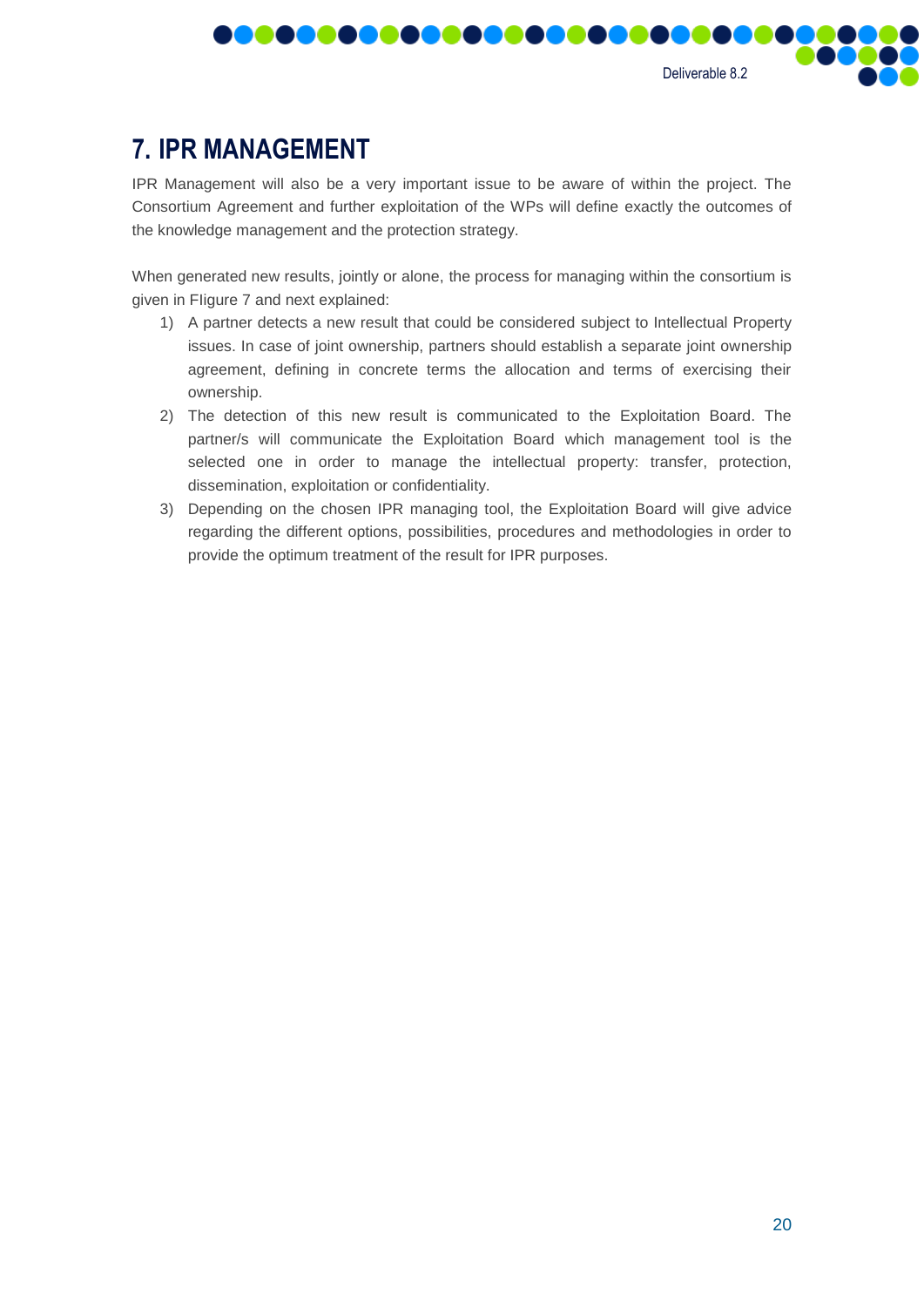# 7. IPR MANAGEMENT

IPR Management will also be a very important issue to be aware of within the project. The Consortium Agreement and further exploitation of the WPs will define exactly the outcomes of the knowledge management and the protection strategy.

When generated new results, jointly or alone, the process for managing within the consortium is given in FIigure 7 and next explained:

1) A partner detects a new result that could be considered subject to Intellectual Property issues. In case of joint ownership, partners should establish a separate joint ownership agreement, defining in concrete terms the allocation and terms of exercising their ownership.
2) The detection of this new result is communicated to the Exploitation Board. The partner/s will communicate the Exploitation Board which management tool is the selected one in order to manage the intellectual property: transfer, protection, dissemination, exploitation or confidentiality.
3) Depending on the chosen IPR managing tool, the Exploitation Board will give advice regarding the different options, possibilities, procedures and methodologies in order to provide the optimum treatment of the result for IPR purposes.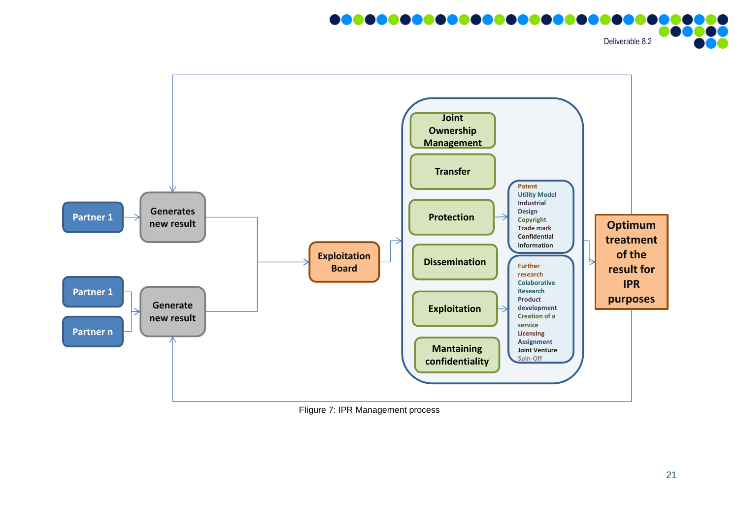Partner 1 → Generates new result

Partner 1, Partner n → Generate new result

→ Exploitation Board

- Joint Ownership Management
- Transfer
- Protection → Patent, Utility Model, Industrial Design, Copyright, Trade mark, Confidential Information
- Dissemination
- Exploitation → Further research, Colaborative Research, Product development, Creation of a service, Licensing, Assignment, Joint Venture, Spin-Off
- Mantaining confidentiality

→ Optimum treatment of the result for IPR purposes

Fligure 7: IPR Management process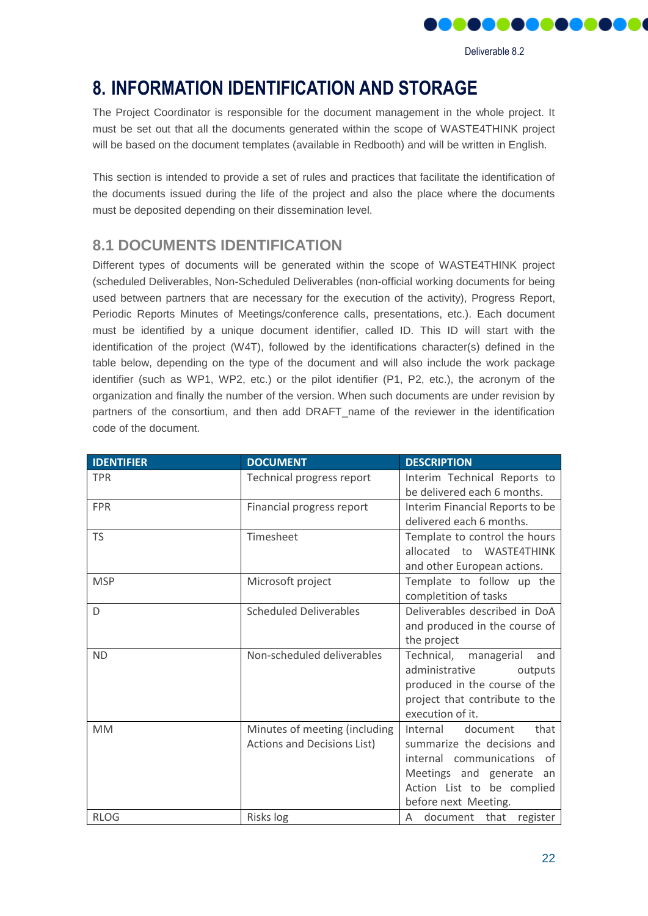# 8. INFORMATION IDENTIFICATION AND STORAGE

The Project Coordinator is responsible for the document management in the whole project. It must be set out that all the documents generated within the scope of WASTE4THINK project will be based on the document templates (available in Redbooth) and will be written in English.

This section is intended to provide a set of rules and practices that facilitate the identification of the documents issued during the life of the project and also the place where the documents must be deposited depending on their dissemination level.

## 8.1 DOCUMENTS IDENTIFICATION

Different types of documents will be generated within the scope of WASTE4THINK project (scheduled Deliverables, Non-Scheduled Deliverables (non-official working documents for being used between partners that are necessary for the execution of the activity), Progress Report, Periodic Reports Minutes of Meetings/conference calls, presentations, etc.). Each document must be identified by a unique document identifier, called ID. This ID will start with the identification of the project (W4T), followed by the identifications character(s) defined in the table below, depending on the type of the document and will also include the work package identifier (such as WP1, WP2, etc.) or the pilot identifier (P1, P2, etc.), the acronym of the organization and finally the number of the version. When such documents are under revision by partners of the consortium, and then add DRAFT_name of the reviewer in the identification code of the document.

| IDENTIFIER | DOCUMENT | DESCRIPTION |
|---|---|---|
| TPR | Technical progress report | Interim Technical Reports to be delivered each 6 months. |
| FPR | Financial progress report | Interim Financial Reports to be delivered each 6 months. |
| TS | Timesheet | Template to control the hours allocated to WASTE4THINK and other European actions. |
| MSP | Microsoft project | Template to follow up the completition of tasks |
| D | Scheduled Deliverables | Deliverables described in DoA and produced in the course of the project |
| ND | Non-scheduled deliverables | Technical, managerial and administrative outputs produced in the course of the project that contribute to the execution of it. |
| MM | Minutes of meeting (including Actions and Decisions List) | Internal document that summarize the decisions and internal communications of Meetings and generate an Action List to be complied before next Meeting. |
| RLOG | Risks log | A document that register |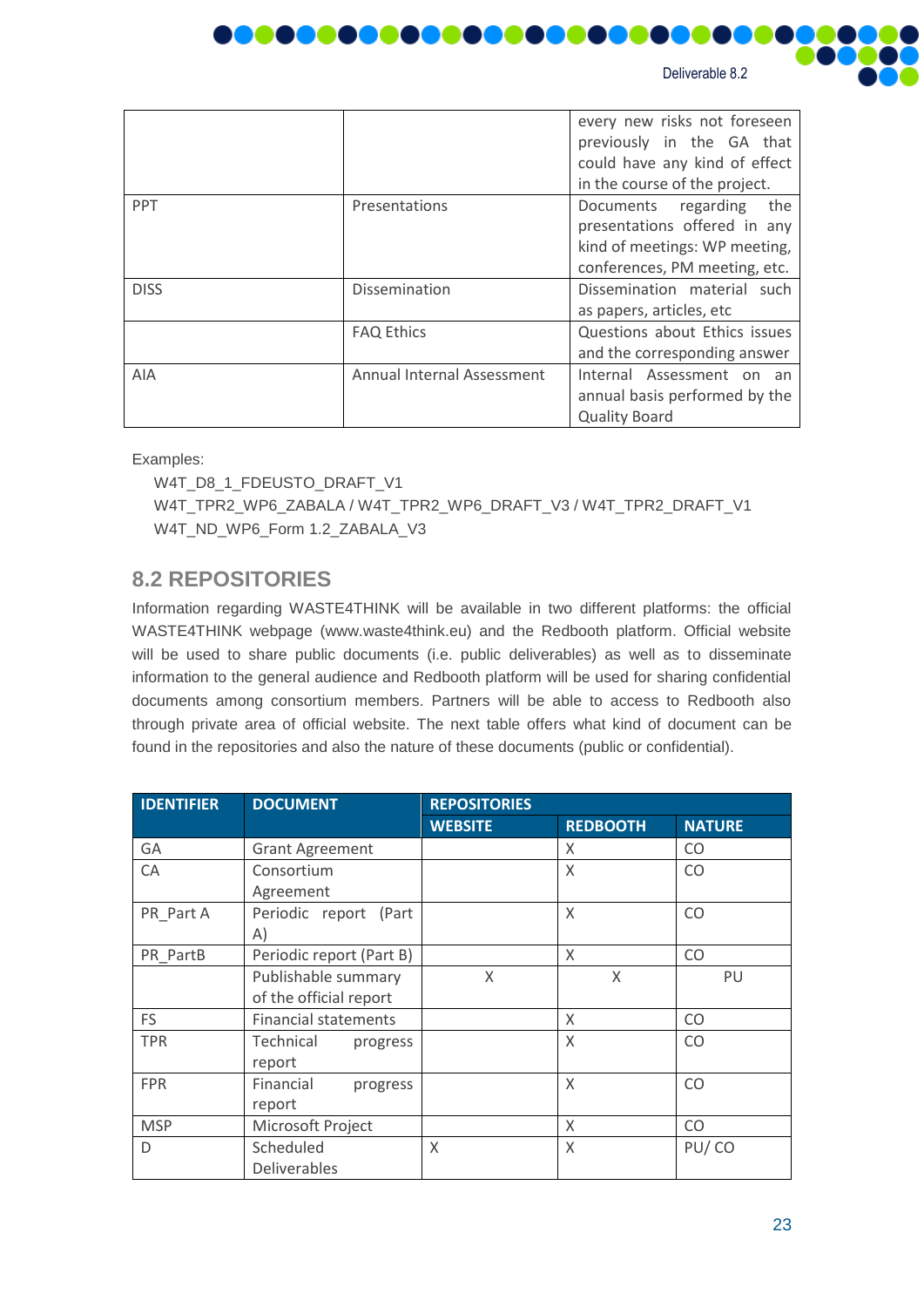| | | |
|---|---|---|
| | | every new risks not foreseen previously in the GA that could have any kind of effect in the course of the project. |
| PPT | Presentations | Documents regarding the presentations offered in any kind of meetings: WP meeting, conferences, PM meeting, etc. |
| DISS | Dissemination | Dissemination material such as papers, articles, etc |
| | FAQ Ethics | Questions about Ethics issues and the corresponding answer |
| AIA | Annual Internal Assessment | Internal Assessment on an annual basis performed by the Quality Board |

Examples:

W4T_D8_1_FDEUSTO_DRAFT_V1

W4T_TPR2_WP6_ZABALA / W4T_TPR2_WP6_DRAFT_V3 / W4T_TPR2_DRAFT_V1

W4T_ND_WP6_Form 1.2_ZABALA_V3

## 8.2 REPOSITORIES

Information regarding WASTE4THINK will be available in two different platforms: the official WASTE4THINK webpage (www.waste4think.eu) and the Redbooth platform. Official website will be used to share public documents (i.e. public deliverables) as well as to disseminate information to the general audience and Redbooth platform will be used for sharing confidential documents among consortium members. Partners will be able to access to Redbooth also through private area of official website. The next table offers what kind of document can be found in the repositories and also the nature of these documents (public or confidential).

| IDENTIFIER | DOCUMENT | REPOSITORIES | | |
|---|---|---|---|---|
| | | WEBSITE | REDBOOTH | NATURE |
| GA | Grant Agreement | | X | CO |
| CA | Consortium Agreement | | X | CO |
| PR_Part A | Periodic report (Part A) | | X | CO |
| PR_PartB | Periodic report (Part B) | | X | CO |
| | Publishable summary of the official report | X | X | PU |
| FS | Financial statements | | X | CO |
| TPR | Technical progress report | | X | CO |
| FPR | Financial progress report | | X | CO |
| MSP | Microsoft Project | | X | CO |
| D | Scheduled Deliverables | X | X | PU/ CO |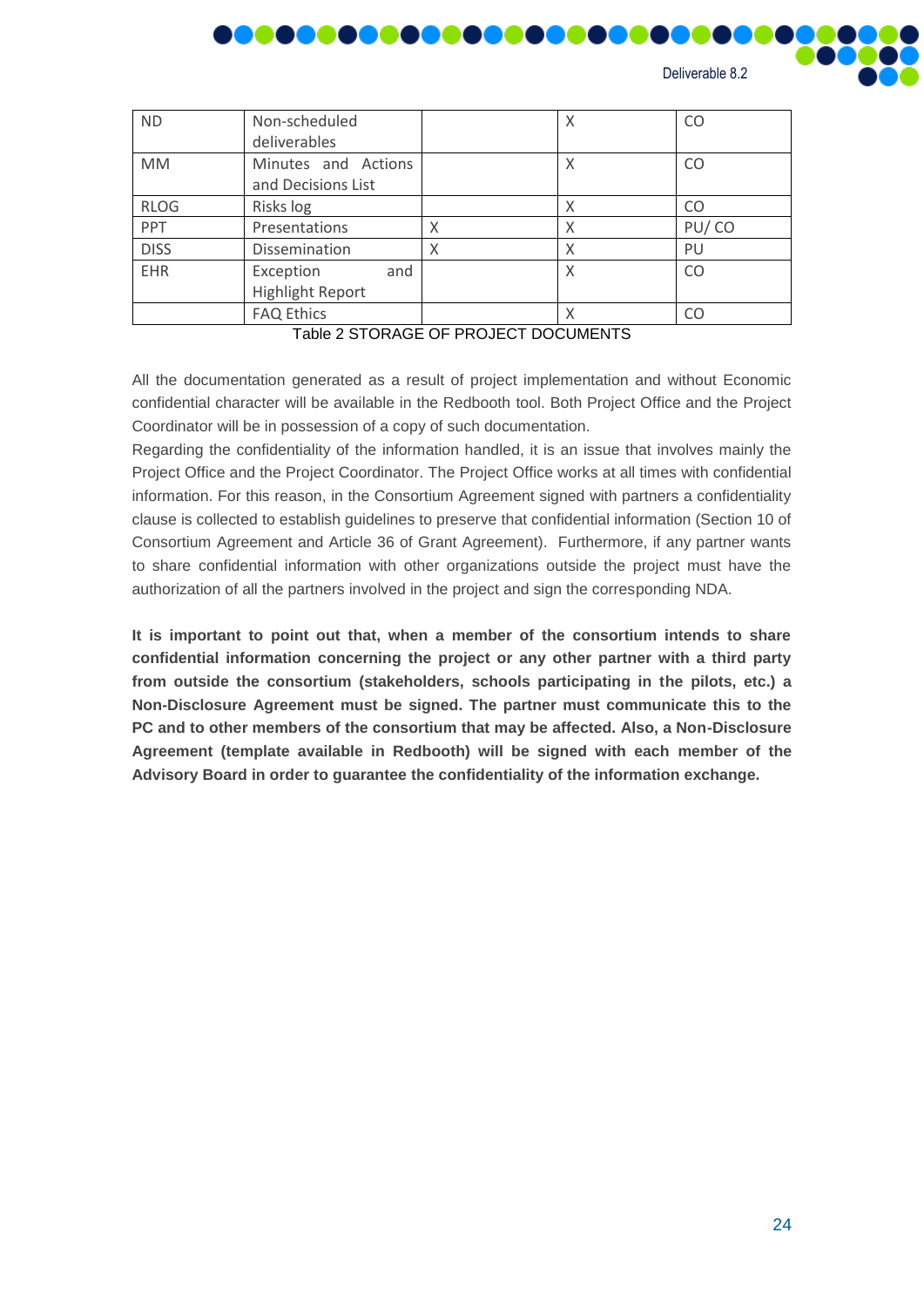| ND | Non-scheduled deliverables | | X | CO |
|---|---|---|---|---|
| MM | Minutes and Actions and Decisions List | | X | CO |
| RLOG | Risks log | | X | CO |
| PPT | Presentations | X | X | PU/ CO |
| DISS | Dissemination | X | X | PU |
| EHR | Exception and Highlight Report | | X | CO |
| | FAQ Ethics | | X | CO |

Table 2 STORAGE OF PROJECT DOCUMENTS

All the documentation generated as a result of project implementation and without Economic confidential character will be available in the Redbooth tool. Both Project Office and the Project Coordinator will be in possession of a copy of such documentation.

Regarding the confidentiality of the information handled, it is an issue that involves mainly the Project Office and the Project Coordinator. The Project Office works at all times with confidential information. For this reason, in the Consortium Agreement signed with partners a confidentiality clause is collected to establish guidelines to preserve that confidential information (Section 10 of Consortium Agreement and Article 36 of Grant Agreement). Furthermore, if any partner wants to share confidential information with other organizations outside the project must have the authorization of all the partners involved in the project and sign the corresponding NDA.

**It is important to point out that, when a member of the consortium intends to share confidential information concerning the project or any other partner with a third party from outside the consortium (stakeholders, schools participating in the pilots, etc.) a Non-Disclosure Agreement must be signed. The partner must communicate this to the PC and to other members of the consortium that may be affected. Also, a Non-Disclosure Agreement (template available in Redbooth) will be signed with each member of the Advisory Board in order to guarantee the confidentiality of the information exchange.**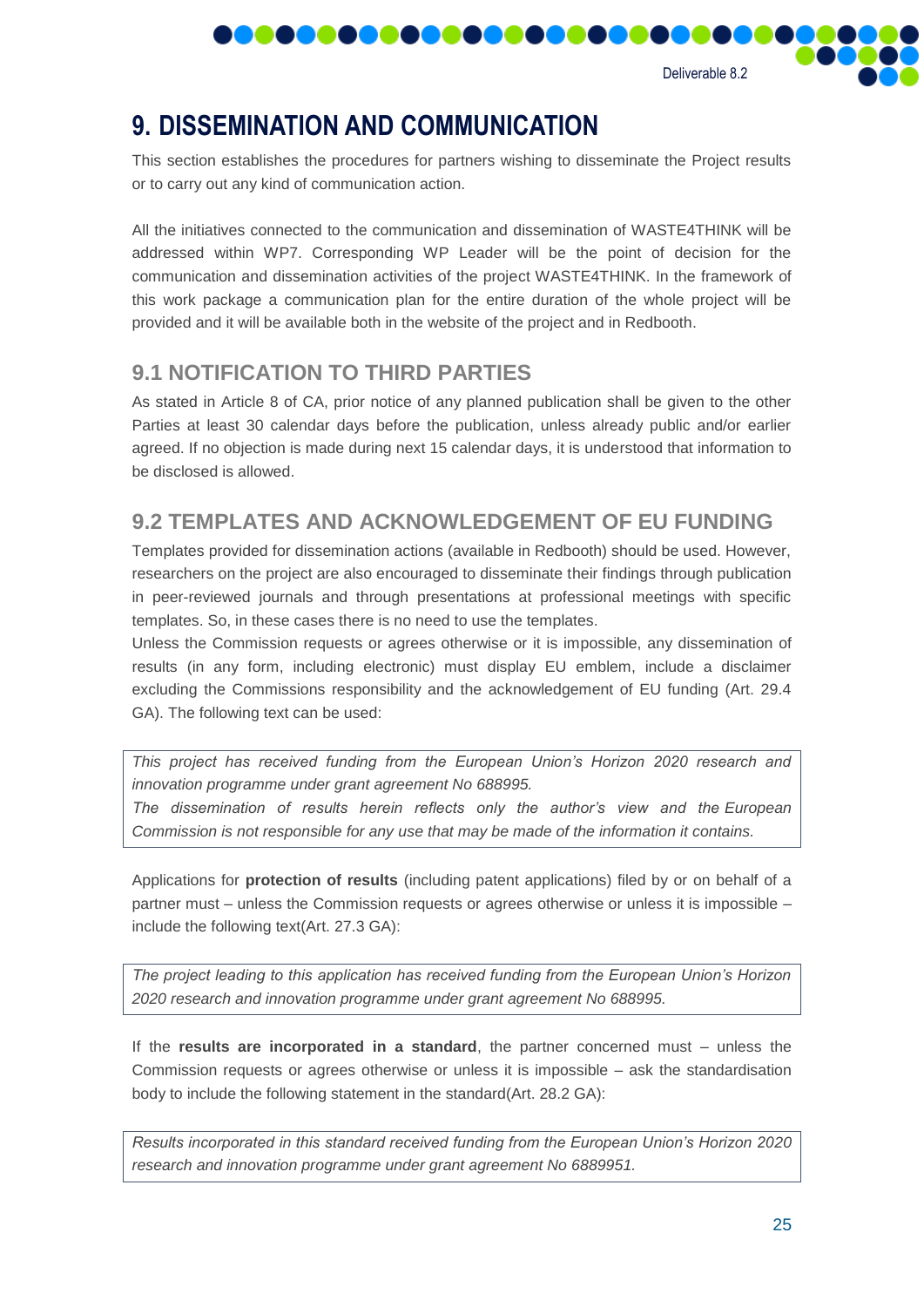# 9. DISSEMINATION AND COMMUNICATION

This section establishes the procedures for partners wishing to disseminate the Project results or to carry out any kind of communication action.

All the initiatives connected to the communication and dissemination of WASTE4THINK will be addressed within WP7. Corresponding WP Leader will be the point of decision for the communication and dissemination activities of the project WASTE4THINK. In the framework of this work package a communication plan for the entire duration of the whole project will be provided and it will be available both in the website of the project and in Redbooth.

## 9.1 NOTIFICATION TO THIRD PARTIES

As stated in Article 8 of CA, prior notice of any planned publication shall be given to the other Parties at least 30 calendar days before the publication, unless already public and/or earlier agreed. If no objection is made during next 15 calendar days, it is understood that information to be disclosed is allowed.

## 9.2 TEMPLATES AND ACKNOWLEDGEMENT OF EU FUNDING

Templates provided for dissemination actions (available in Redbooth) should be used. However, researchers on the project are also encouraged to disseminate their findings through publication in peer-reviewed journals and through presentations at professional meetings with specific templates. So, in these cases there is no need to use the templates.
Unless the Commission requests or agrees otherwise or it is impossible, any dissemination of results (in any form, including electronic) must display EU emblem, include a disclaimer excluding the Commissions responsibility and the acknowledgement of EU funding (Art. 29.4 GA). The following text can be used:

> *This project has received funding from the European Union's Horizon 2020 research and innovation programme under grant agreement No 688995.*
> *The dissemination of results herein reflects only the author's view and the European Commission is not responsible for any use that may be made of the information it contains.*

Applications for **protection of results** (including patent applications) filed by or on behalf of a partner must – unless the Commission requests or agrees otherwise or unless it is impossible – include the following text(Art. 27.3 GA):

> *The project leading to this application has received funding from the European Union's Horizon 2020 research and innovation programme under grant agreement No 688995.*

If the **results are incorporated in a standard**, the partner concerned must – unless the Commission requests or agrees otherwise or unless it is impossible – ask the standardisation body to include the following statement in the standard(Art. 28.2 GA):

> *Results incorporated in this standard received funding from the European Union's Horizon 2020 research and innovation programme under grant agreement No 6889951.*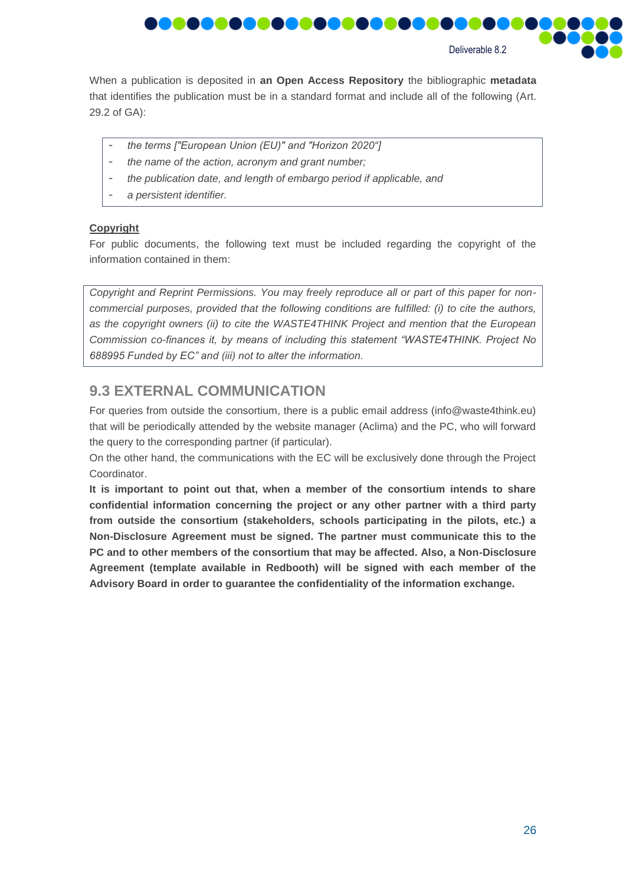When a publication is deposited in **an Open Access Repository** the bibliographic **metadata** that identifies the publication must be in a standard format and include all of the following (Art. 29.2 of GA):

- *the terms ["European Union (EU)" and "Horizon 2020"]*
- *the name of the action, acronym and grant number;*
- *the publication date, and length of embargo period if applicable, and*
- *a persistent identifier.*

**Copyright**

For public documents, the following text must be included regarding the copyright of the information contained in them:

*Copyright and Reprint Permissions. You may freely reproduce all or part of this paper for non-commercial purposes, provided that the following conditions are fulfilled: (i) to cite the authors, as the copyright owners (ii) to cite the WASTE4THINK Project and mention that the European Commission co-finances it, by means of including this statement "WASTE4THINK. Project No 688995 Funded by EC" and (iii) not to alter the information.*

## 9.3 EXTERNAL COMMUNICATION

For queries from outside the consortium, there is a public email address (info@waste4think.eu) that will be periodically attended by the website manager (Aclima) and the PC, who will forward the query to the corresponding partner (if particular).

On the other hand, the communications with the EC will be exclusively done through the Project Coordinator.

**It is important to point out that, when a member of the consortium intends to share confidential information concerning the project or any other partner with a third party from outside the consortium (stakeholders, schools participating in the pilots, etc.) a Non-Disclosure Agreement must be signed. The partner must communicate this to the PC and to other members of the consortium that may be affected. Also, a Non-Disclosure Agreement (template available in Redbooth) will be signed with each member of the Advisory Board in order to guarantee the confidentiality of the information exchange.**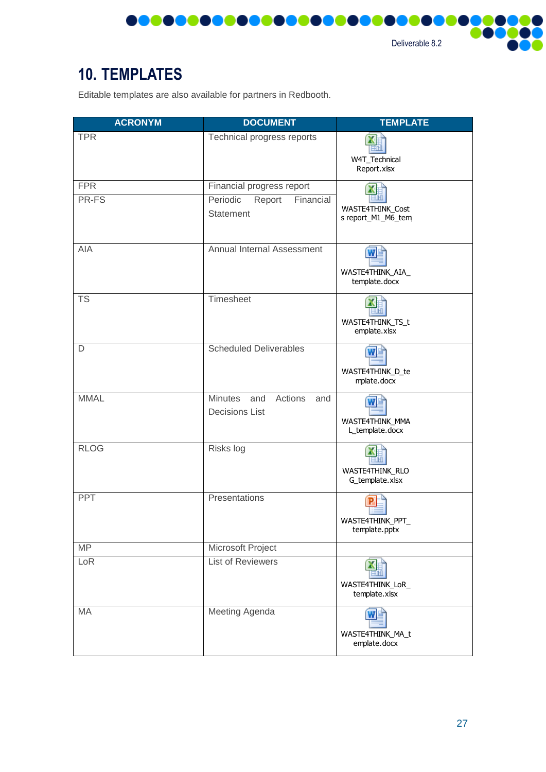# 10. TEMPLATES

Editable templates are also available for partners in Redbooth.

| ACRONYM | DOCUMENT | TEMPLATE |
|---|---|---|
| TPR | Technical progress reports | W4T_Technical Report.xlsx |
| FPR | Financial progress report | WASTE4THINK_Cost s report_M1_M6_tem |
| PR-FS | Periodic Report Financial Statement | |
| AIA | Annual Internal Assessment | WASTE4THINK_AIA_ template.docx |
| TS | Timesheet | WASTE4THINK_TS_t emplate.xlsx |
| D | Scheduled Deliverables | WASTE4THINK_D_te mplate.docx |
| MMAL | Minutes and Actions and Decisions List | WASTE4THINK_MMA L_template.docx |
| RLOG | Risks log | WASTE4THINK_RLO G_template.xlsx |
| PPT | Presentations | WASTE4THINK_PPT_ template.pptx |
| MP | Microsoft Project | |
| LoR | List of Reviewers | WASTE4THINK_LoR_ template.xlsx |
| MA | Meeting Agenda | WASTE4THINK_MA_t emplate.docx |